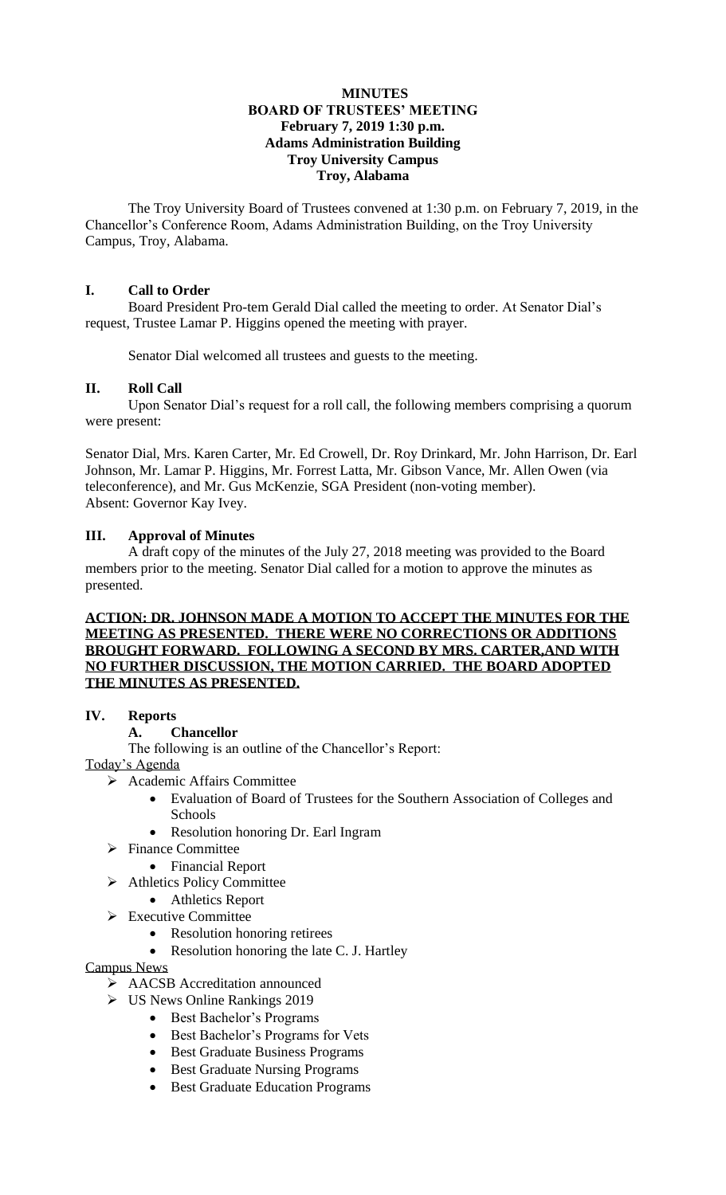**MINUTES**
**BOARD OF TRUSTEES' MEETING**
**February 7, 2019 1:30 p.m.**
**Adams Administration Building**
**Troy University Campus**
**Troy, Alabama**

The Troy University Board of Trustees convened at 1:30 p.m. on February 7, 2019, in the Chancellor's Conference Room, Adams Administration Building, on the Troy University Campus, Troy, Alabama.

## I. Call to Order

Board President Pro-tem Gerald Dial called the meeting to order. At Senator Dial's request, Trustee Lamar P. Higgins opened the meeting with prayer.

Senator Dial welcomed all trustees and guests to the meeting.

## II. Roll Call

Upon Senator Dial's request for a roll call, the following members comprising a quorum were present:

Senator Dial, Mrs. Karen Carter, Mr. Ed Crowell, Dr. Roy Drinkard, Mr. John Harrison, Dr. Earl Johnson, Mr. Lamar P. Higgins, Mr. Forrest Latta, Mr. Gibson Vance, Mr. Allen Owen (via teleconference), and Mr. Gus McKenzie, SGA President (non-voting member).
Absent: Governor Kay Ivey.

## III. Approval of Minutes

A draft copy of the minutes of the July 27, 2018 meeting was provided to the Board members prior to the meeting. Senator Dial called for a motion to approve the minutes as presented.

**ACTION: DR. JOHNSON MADE A MOTION TO ACCEPT THE MINUTES FOR THE MEETING AS PRESENTED. THERE WERE NO CORRECTIONS OR ADDITIONS BROUGHT FORWARD. FOLLOWING A SECOND BY MRS. CARTER,AND WITH NO FURTHER DISCUSSION, THE MOTION CARRIED. THE BOARD ADOPTED THE MINUTES AS PRESENTED.**

## IV. Reports

### A. Chancellor

The following is an outline of the Chancellor's Report:

Today's Agenda

- Academic Affairs Committee
  - Evaluation of Board of Trustees for the Southern Association of Colleges and Schools
  - Resolution honoring Dr. Earl Ingram
- Finance Committee
  - Financial Report
- Athletics Policy Committee
  - Athletics Report
- Executive Committee
  - Resolution honoring retirees
  - Resolution honoring the late C. J. Hartley

Campus News

- AACSB Accreditation announced
- US News Online Rankings 2019
  - Best Bachelor's Programs
  - Best Bachelor's Programs for Vets
  - Best Graduate Business Programs
  - Best Graduate Nursing Programs
  - Best Graduate Education Programs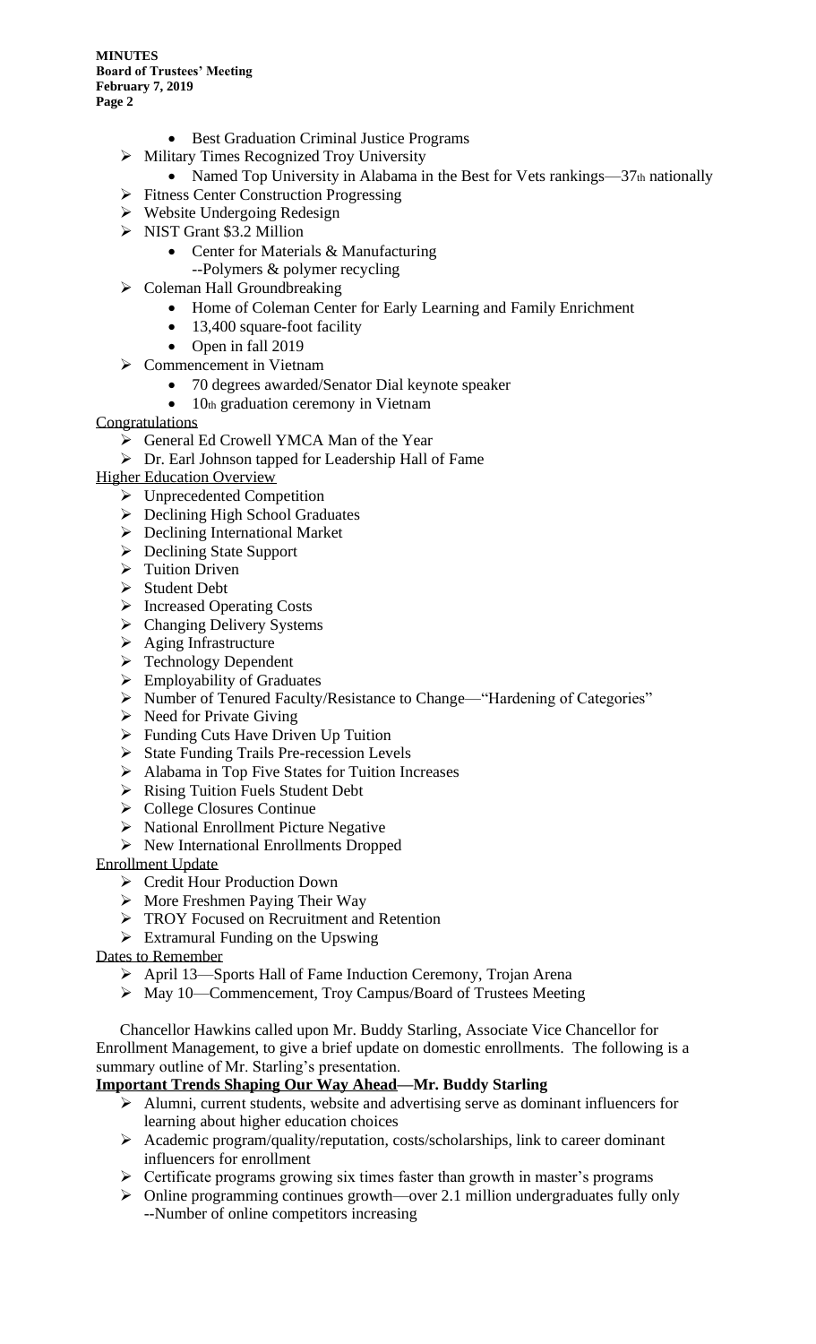- Best Graduation Criminal Justice Programs
- Military Times Recognized Troy University
  - Named Top University in Alabama in the Best for Vets rankings—37th nationally
- Fitness Center Construction Progressing
- Website Undergoing Redesign
- NIST Grant $3.2 Million
  - Center for Materials & Manufacturing
    --Polymers & polymer recycling
- Coleman Hall Groundbreaking
  - Home of Coleman Center for Early Learning and Family Enrichment
  - 13,400 square-foot facility
  - Open in fall 2019
- Commencement in Vietnam
  - 70 degrees awarded/Senator Dial keynote speaker
  - 10th graduation ceremony in Vietnam

Congratulations

- General Ed Crowell YMCA Man of the Year
- Dr. Earl Johnson tapped for Leadership Hall of Fame

Higher Education Overview

- Unprecedented Competition
- Declining High School Graduates
- Declining International Market
- Declining State Support
- Tuition Driven
- Student Debt
- Increased Operating Costs
- Changing Delivery Systems
- Aging Infrastructure
- Technology Dependent
- Employability of Graduates
- Number of Tenured Faculty/Resistance to Change—"Hardening of Categories"
- Need for Private Giving
- Funding Cuts Have Driven Up Tuition
- State Funding Trails Pre-recession Levels
- Alabama in Top Five States for Tuition Increases
- Rising Tuition Fuels Student Debt
- College Closures Continue
- National Enrollment Picture Negative
- New International Enrollments Dropped

Enrollment Update

- Credit Hour Production Down
- More Freshmen Paying Their Way
- TROY Focused on Recruitment and Retention
- Extramural Funding on the Upswing

Dates to Remember

- April 13—Sports Hall of Fame Induction Ceremony, Trojan Arena
- May 10—Commencement, Troy Campus/Board of Trustees Meeting

Chancellor Hawkins called upon Mr. Buddy Starling, Associate Vice Chancellor for Enrollment Management, to give a brief update on domestic enrollments. The following is a summary outline of Mr. Starling's presentation.

**Important Trends Shaping Our Way Ahead—Mr. Buddy Starling**

- Alumni, current students, website and advertising serve as dominant influencers for learning about higher education choices
- Academic program/quality/reputation, costs/scholarships, link to career dominant influencers for enrollment
- Certificate programs growing six times faster than growth in master's programs
- Online programming continues growth—over 2.1 million undergraduates fully only
  --Number of online competitors increasing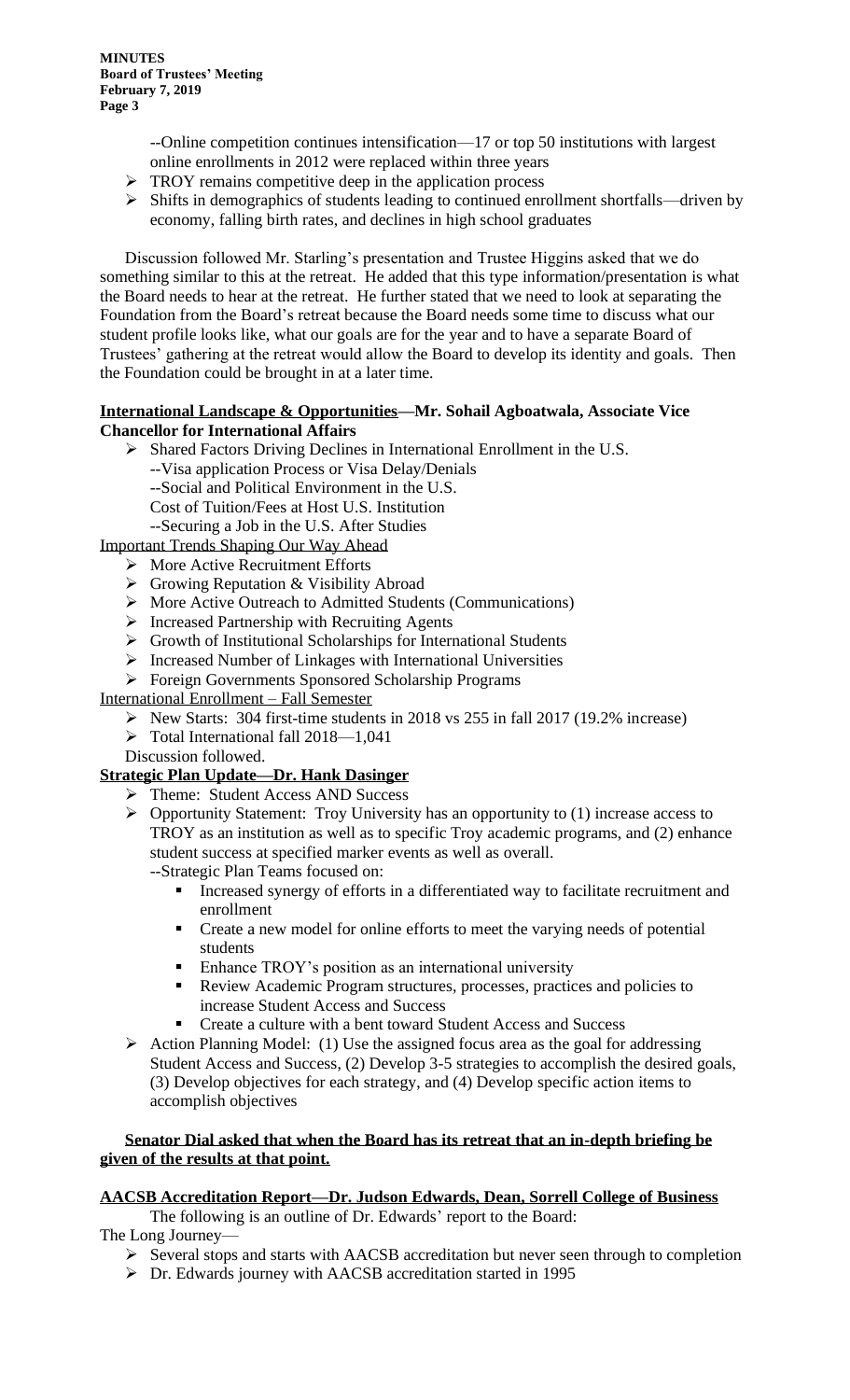--Online competition continues intensification—17 or top 50 institutions with largest online enrollments in 2012 were replaced within three years

- TROY remains competitive deep in the application process
- Shifts in demographics of students leading to continued enrollment shortfalls—driven by economy, falling birth rates, and declines in high school graduates

Discussion followed Mr. Starling's presentation and Trustee Higgins asked that we do something similar to this at the retreat. He added that this type information/presentation is what the Board needs to hear at the retreat. He further stated that we need to look at separating the Foundation from the Board's retreat because the Board needs some time to discuss what our student profile looks like, what our goals are for the year and to have a separate Board of Trustees' gathering at the retreat would allow the Board to develop its identity and goals. Then the Foundation could be brought in at a later time.

**International Landscape & Opportunities—Mr. Sohail Agboatwala, Associate Vice Chancellor for International Affairs**

- Shared Factors Driving Declines in International Enrollment in the U.S.
  --Visa application Process or Visa Delay/Denials
  --Social and Political Environment in the U.S.
  Cost of Tuition/Fees at Host U.S. Institution
  --Securing a Job in the U.S. After Studies

Important Trends Shaping Our Way Ahead

- More Active Recruitment Efforts
- Growing Reputation & Visibility Abroad
- More Active Outreach to Admitted Students (Communications)
- Increased Partnership with Recruiting Agents
- Growth of Institutional Scholarships for International Students
- Increased Number of Linkages with International Universities
- Foreign Governments Sponsored Scholarship Programs

International Enrollment – Fall Semester

- New Starts: 304 first-time students in 2018 vs 255 in fall 2017 (19.2% increase)
- Total International fall 2018—1,041

Discussion followed.

**Strategic Plan Update—Dr. Hank Dasinger**

- Theme: Student Access AND Success
- Opportunity Statement: Troy University has an opportunity to (1) increase access to TROY as an institution as well as to specific Troy academic programs, and (2) enhance student success at specified marker events as well as overall.
  --Strategic Plan Teams focused on:
  - Increased synergy of efforts in a differentiated way to facilitate recruitment and enrollment
  - Create a new model for online efforts to meet the varying needs of potential students
  - Enhance TROY's position as an international university
  - Review Academic Program structures, processes, practices and policies to increase Student Access and Success
  - Create a culture with a bent toward Student Access and Success
- Action Planning Model: (1) Use the assigned focus area as the goal for addressing Student Access and Success, (2) Develop 3-5 strategies to accomplish the desired goals, (3) Develop objectives for each strategy, and (4) Develop specific action items to accomplish objectives

**Senator Dial asked that when the Board has its retreat that an in-depth briefing be given of the results at that point.**

**AACSB Accreditation Report—Dr. Judson Edwards, Dean, Sorrell College of Business**

The following is an outline of Dr. Edwards' report to the Board:

The Long Journey—

- Several stops and starts with AACSB accreditation but never seen through to completion
- Dr. Edwards journey with AACSB accreditation started in 1995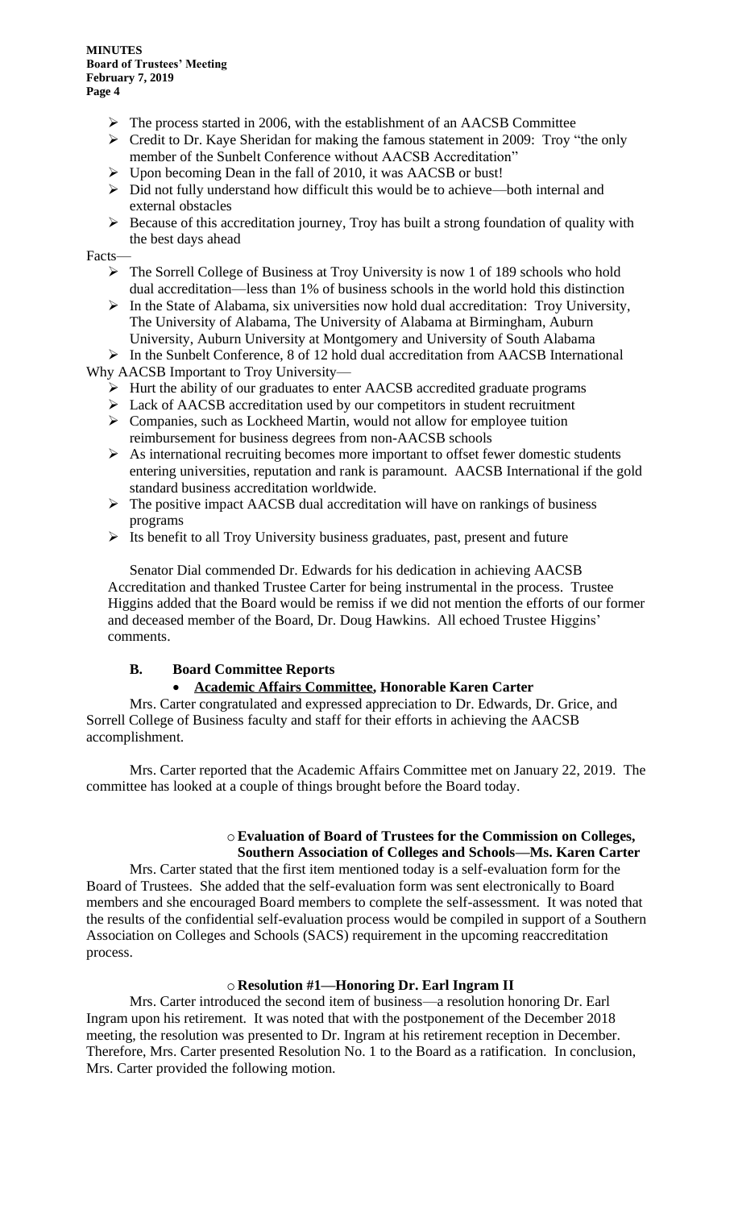- The process started in 2006, with the establishment of an AACSB Committee
- Credit to Dr. Kaye Sheridan for making the famous statement in 2009: Troy "the only member of the Sunbelt Conference without AACSB Accreditation"
- Upon becoming Dean in the fall of 2010, it was AACSB or bust!
- Did not fully understand how difficult this would be to achieve—both internal and external obstacles
- Because of this accreditation journey, Troy has built a strong foundation of quality with the best days ahead

Facts—

- The Sorrell College of Business at Troy University is now 1 of 189 schools who hold dual accreditation—less than 1% of business schools in the world hold this distinction
- In the State of Alabama, six universities now hold dual accreditation: Troy University, The University of Alabama, The University of Alabama at Birmingham, Auburn University, Auburn University at Montgomery and University of South Alabama
- In the Sunbelt Conference, 8 of 12 hold dual accreditation from AACSB International

Why AACSB Important to Troy University—

- Hurt the ability of our graduates to enter AACSB accredited graduate programs
- Lack of AACSB accreditation used by our competitors in student recruitment
- Companies, such as Lockheed Martin, would not allow for employee tuition reimbursement for business degrees from non-AACSB schools
- As international recruiting becomes more important to offset fewer domestic students entering universities, reputation and rank is paramount. AACSB International if the gold standard business accreditation worldwide.
- The positive impact AACSB dual accreditation will have on rankings of business programs
- Its benefit to all Troy University business graduates, past, present and future

Senator Dial commended Dr. Edwards for his dedication in achieving AACSB Accreditation and thanked Trustee Carter for being instrumental in the process. Trustee Higgins added that the Board would be remiss if we did not mention the efforts of our former and deceased member of the Board, Dr. Doug Hawkins. All echoed Trustee Higgins' comments.

### B. Board Committee Reports

- **<u>Academic Affairs Committee</u>, Honorable Karen Carter**

Mrs. Carter congratulated and expressed appreciation to Dr. Edwards, Dr. Grice, and Sorrell College of Business faculty and staff for their efforts in achieving the AACSB accomplishment.

Mrs. Carter reported that the Academic Affairs Committee met on January 22, 2019. The committee has looked at a couple of things brought before the Board today.

- **Evaluation of Board of Trustees for the Commission on Colleges, Southern Association of Colleges and Schools—Ms. Karen Carter**

Mrs. Carter stated that the first item mentioned today is a self-evaluation form for the Board of Trustees. She added that the self-evaluation form was sent electronically to Board members and she encouraged Board members to complete the self-assessment. It was noted that the results of the confidential self-evaluation process would be compiled in support of a Southern Association on Colleges and Schools (SACS) requirement in the upcoming reaccreditation process.

- **Resolution #1—Honoring Dr. Earl Ingram II**

Mrs. Carter introduced the second item of business—a resolution honoring Dr. Earl Ingram upon his retirement. It was noted that with the postponement of the December 2018 meeting, the resolution was presented to Dr. Ingram at his retirement reception in December. Therefore, Mrs. Carter presented Resolution No. 1 to the Board as a ratification. In conclusion, Mrs. Carter provided the following motion.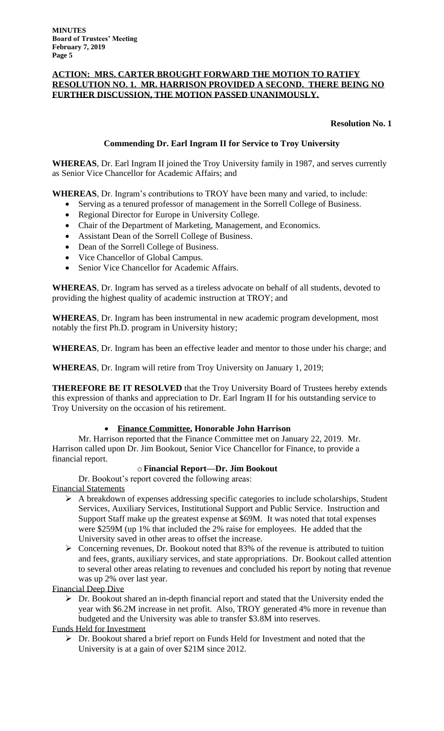**ACTION: MRS. CARTER BROUGHT FORWARD THE MOTION TO RATIFY RESOLUTION NO. 1. MR. HARRISON PROVIDED A SECOND. THERE BEING NO FURTHER DISCUSSION, THE MOTION PASSED UNANIMOUSLY.**

**Resolution No. 1**

**Commending Dr. Earl Ingram II for Service to Troy University**

**WHEREAS**, Dr. Earl Ingram II joined the Troy University family in 1987, and serves currently as Senior Vice Chancellor for Academic Affairs; and

**WHEREAS**, Dr. Ingram's contributions to TROY have been many and varied, to include:

- Serving as a tenured professor of management in the Sorrell College of Business.
- Regional Director for Europe in University College.
- Chair of the Department of Marketing, Management, and Economics.
- Assistant Dean of the Sorrell College of Business.
- Dean of the Sorrell College of Business.
- Vice Chancellor of Global Campus.
- Senior Vice Chancellor for Academic Affairs.

**WHEREAS**, Dr. Ingram has served as a tireless advocate on behalf of all students, devoted to providing the highest quality of academic instruction at TROY; and

**WHEREAS**, Dr. Ingram has been instrumental in new academic program development, most notably the first Ph.D. program in University history;

**WHEREAS**, Dr. Ingram has been an effective leader and mentor to those under his charge; and

**WHEREAS**, Dr. Ingram will retire from Troy University on January 1, 2019;

**THEREFORE BE IT RESOLVED** that the Troy University Board of Trustees hereby extends this expression of thanks and appreciation to Dr. Earl Ingram II for his outstanding service to Troy University on the occasion of his retirement.

- **Finance Committee, Honorable John Harrison**

Mr. Harrison reported that the Finance Committee met on January 22, 2019. Mr. Harrison called upon Dr. Jim Bookout, Senior Vice Chancellor for Finance, to provide a financial report.

- **Financial Report—Dr. Jim Bookout**

Dr. Bookout's report covered the following areas:

Financial Statements

- A breakdown of expenses addressing specific categories to include scholarships, Student Services, Auxiliary Services, Institutional Support and Public Service. Instruction and Support Staff make up the greatest expense at $69M. It was noted that total expenses were $259M (up 1% that included the 2% raise for employees. He added that the University saved in other areas to offset the increase.
- Concerning revenues, Dr. Bookout noted that 83% of the revenue is attributed to tuition and fees, grants, auxiliary services, and state appropriations. Dr. Bookout called attention to several other areas relating to revenues and concluded his report by noting that revenue was up 2% over last year.

Financial Deep Dive

- Dr. Bookout shared an in-depth financial report and stated that the University ended the year with $6.2M increase in net profit. Also, TROY generated 4% more in revenue than budgeted and the University was able to transfer $3.8M into reserves.

Funds Held for Investment

- Dr. Bookout shared a brief report on Funds Held for Investment and noted that the University is at a gain of over $21M since 2012.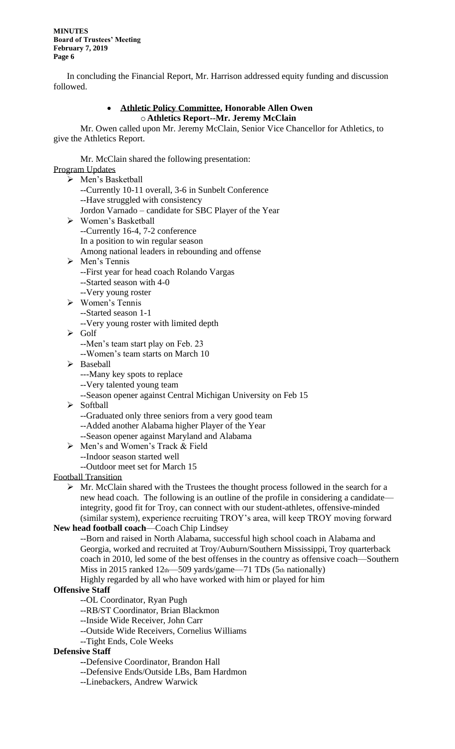In concluding the Financial Report, Mr. Harrison addressed equity funding and discussion followed.

- **Athletic Policy Committee, Honorable Allen Owen**
  - **Athletics Report--Mr. Jeremy McClain**

Mr. Owen called upon Mr. Jeremy McClain, Senior Vice Chancellor for Athletics, to give the Athletics Report.

Mr. McClain shared the following presentation:

Program Updates

- Men's Basketball
  --Currently 10-11 overall, 3-6 in Sunbelt Conference
  --Have struggled with consistency
  Jordon Varnado – candidate for SBC Player of the Year
- Women's Basketball
  --Currently 16-4, 7-2 conference
  In a position to win regular season
  Among national leaders in rebounding and offense
- Men's Tennis
  --First year for head coach Rolando Vargas
  --Started season with 4-0
  --Very young roster
- Women's Tennis
  --Started season 1-1
  --Very young roster with limited depth
- Golf
  --Men's team start play on Feb. 23
  --Women's team starts on March 10
- Baseball
  ---Many key spots to replace
  --Very talented young team
  --Season opener against Central Michigan University on Feb 15
- Softball
  --Graduated only three seniors from a very good team
  --Added another Alabama higher Player of the Year
  --Season opener against Maryland and Alabama
- Men's and Women's Track & Field
  --Indoor season started well
  --Outdoor meet set for March 15

Football Transition

- Mr. McClain shared with the Trustees the thought process followed in the search for a new head coach. The following is an outline of the profile in considering a candidate—integrity, good fit for Troy, can connect with our student-athletes, offensive-minded (similar system), experience recruiting TROY's area, will keep TROY moving forward

**New head football coach**—Coach Chip Lindsey

--Born and raised in North Alabama, successful high school coach in Alabama and Georgia, worked and recruited at Troy/Auburn/Southern Mississippi, Troy quarterback coach in 2010, led some of the best offenses in the country as offensive coach—Southern Miss in 2015 ranked 12th—509 yards/game—71 TDs (5th nationally)
Highly regarded by all who have worked with him or played for him

**Offensive Staff**

--OL Coordinator, Ryan Pugh
--RB/ST Coordinator, Brian Blackmon
--Inside Wide Receiver, John Carr
--Outside Wide Receivers, Cornelius Williams
--Tight Ends, Cole Weeks

**Defensive Staff**

--Defensive Coordinator, Brandon Hall
--Defensive Ends/Outside LBs, Bam Hardmon
--Linebackers, Andrew Warwick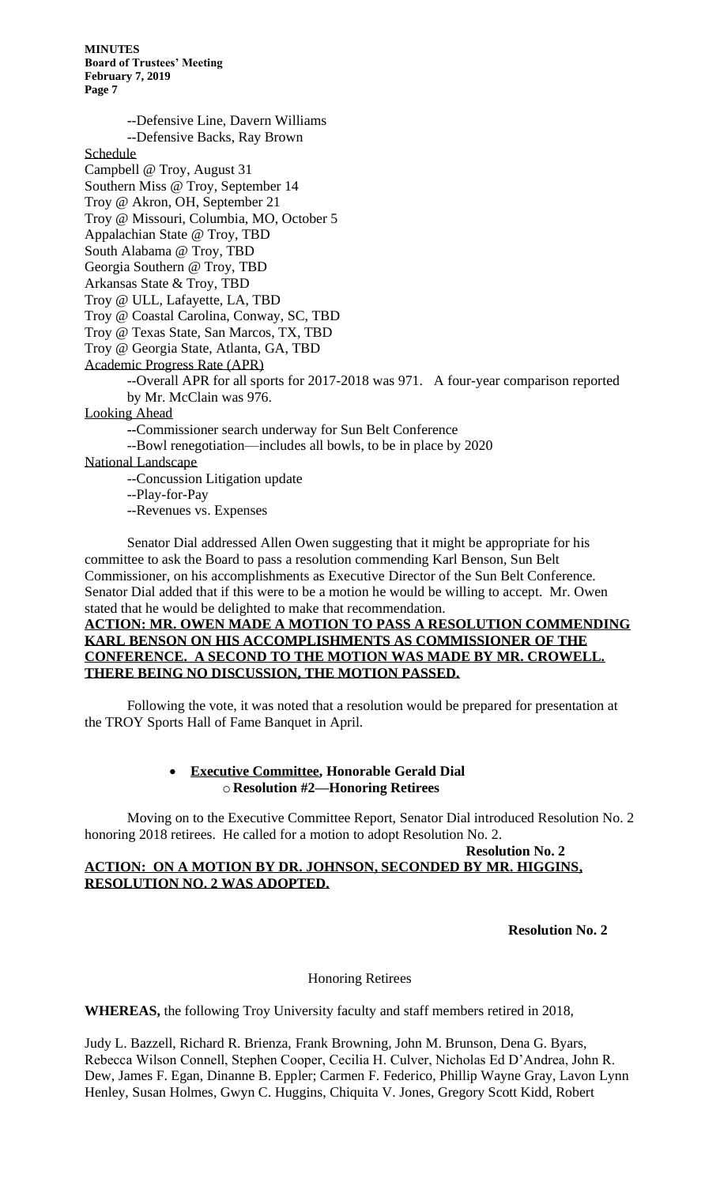--Defensive Line, Davern Williams

--Defensive Backs, Ray Brown

Schedule

Campbell @ Troy, August 31
Southern Miss @ Troy, September 14
Troy @ Akron, OH, September 21
Troy @ Missouri, Columbia, MO, October 5
Appalachian State @ Troy, TBD
South Alabama @ Troy, TBD
Georgia Southern @ Troy, TBD
Arkansas State & Troy, TBD
Troy @ ULL, Lafayette, LA, TBD
Troy @ Coastal Carolina, Conway, SC, TBD
Troy @ Texas State, San Marcos, TX, TBD
Troy @ Georgia State, Atlanta, GA, TBD

Academic Progress Rate (APR)

--Overall APR for all sports for 2017-2018 was 971. A four-year comparison reported by Mr. McClain was 976.

Looking Ahead

--Commissioner search underway for Sun Belt Conference

--Bowl renegotiation—includes all bowls, to be in place by 2020

National Landscape

--Concussion Litigation update

--Play-for-Pay

--Revenues vs. Expenses

Senator Dial addressed Allen Owen suggesting that it might be appropriate for his committee to ask the Board to pass a resolution commending Karl Benson, Sun Belt Commissioner, on his accomplishments as Executive Director of the Sun Belt Conference. Senator Dial added that if this were to be a motion he would be willing to accept. Mr. Owen stated that he would be delighted to make that recommendation.

**ACTION: MR. OWEN MADE A MOTION TO PASS A RESOLUTION COMMENDING KARL BENSON ON HIS ACCOMPLISHMENTS AS COMMISSIONER OF THE CONFERENCE. A SECOND TO THE MOTION WAS MADE BY MR. CROWELL. THERE BEING NO DISCUSSION, THE MOTION PASSED.**

Following the vote, it was noted that a resolution would be prepared for presentation at the TROY Sports Hall of Fame Banquet in April.

- **Executive Committee, Honorable Gerald Dial**
  - **Resolution #2—Honoring Retirees**

Moving on to the Executive Committee Report, Senator Dial introduced Resolution No. 2 honoring 2018 retirees. He called for a motion to adopt Resolution No. 2.

**Resolution No. 2**

**ACTION: ON A MOTION BY DR. JOHNSON, SECONDED BY MR. HIGGINS, RESOLUTION NO. 2 WAS ADOPTED.**

**Resolution No. 2**

Honoring Retirees

**WHEREAS,** the following Troy University faculty and staff members retired in 2018,

Judy L. Bazzell, Richard R. Brienza, Frank Browning, John M. Brunson, Dena G. Byars, Rebecca Wilson Connell, Stephen Cooper, Cecilia H. Culver, Nicholas Ed D'Andrea, John R. Dew, James F. Egan, Dinanne B. Eppler; Carmen F. Federico, Phillip Wayne Gray, Lavon Lynn Henley, Susan Holmes, Gwyn C. Huggins, Chiquita V. Jones, Gregory Scott Kidd, Robert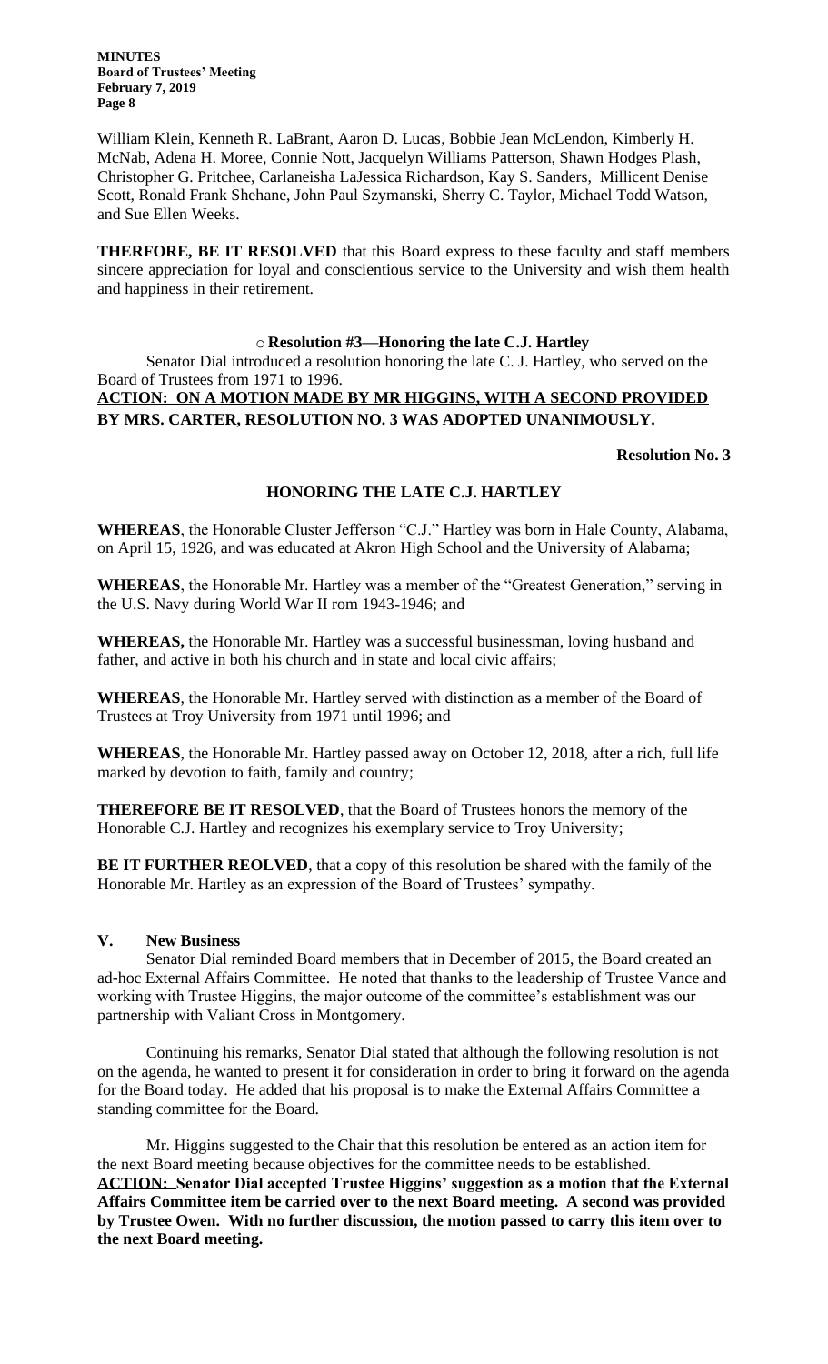William Klein, Kenneth R. LaBrant, Aaron D. Lucas, Bobbie Jean McLendon, Kimberly H. McNab, Adena H. Moree, Connie Nott, Jacquelyn Williams Patterson, Shawn Hodges Plash, Christopher G. Pritchee, Carlaneisha LaJessica Richardson, Kay S. Sanders, Millicent Denise Scott, Ronald Frank Shehane, John Paul Szymanski, Sherry C. Taylor, Michael Todd Watson, and Sue Ellen Weeks.

**THERFORE, BE IT RESOLVED** that this Board express to these faculty and staff members sincere appreciation for loyal and conscientious service to the University and wish them health and happiness in their retirement.

- **Resolution #3—Honoring the late C.J. Hartley**

Senator Dial introduced a resolution honoring the late C. J. Hartley, who served on the Board of Trustees from 1971 to 1996.

**ACTION: ON A MOTION MADE BY MR HIGGINS, WITH A SECOND PROVIDED BY MRS. CARTER, RESOLUTION NO. 3 WAS ADOPTED UNANIMOUSLY.**

**Resolution No. 3**

**HONORING THE LATE C.J. HARTLEY**

**WHEREAS**, the Honorable Cluster Jefferson "C.J." Hartley was born in Hale County, Alabama, on April 15, 1926, and was educated at Akron High School and the University of Alabama;

**WHEREAS**, the Honorable Mr. Hartley was a member of the "Greatest Generation," serving in the U.S. Navy during World War II rom 1943-1946; and

**WHEREAS,** the Honorable Mr. Hartley was a successful businessman, loving husband and father, and active in both his church and in state and local civic affairs;

**WHEREAS**, the Honorable Mr. Hartley served with distinction as a member of the Board of Trustees at Troy University from 1971 until 1996; and

**WHEREAS**, the Honorable Mr. Hartley passed away on October 12, 2018, after a rich, full life marked by devotion to faith, family and country;

**THEREFORE BE IT RESOLVED**, that the Board of Trustees honors the memory of the Honorable C.J. Hartley and recognizes his exemplary service to Troy University;

**BE IT FURTHER REOLVED**, that a copy of this resolution be shared with the family of the Honorable Mr. Hartley as an expression of the Board of Trustees' sympathy.

## V. New Business

Senator Dial reminded Board members that in December of 2015, the Board created an ad-hoc External Affairs Committee. He noted that thanks to the leadership of Trustee Vance and working with Trustee Higgins, the major outcome of the committee's establishment was our partnership with Valiant Cross in Montgomery.

Continuing his remarks, Senator Dial stated that although the following resolution is not on the agenda, he wanted to present it for consideration in order to bring it forward on the agenda for the Board today. He added that his proposal is to make the External Affairs Committee a standing committee for the Board.

Mr. Higgins suggested to the Chair that this resolution be entered as an action item for the next Board meeting because objectives for the committee needs to be established.

**ACTION: Senator Dial accepted Trustee Higgins' suggestion as a motion that the External Affairs Committee item be carried over to the next Board meeting. A second was provided by Trustee Owen. With no further discussion, the motion passed to carry this item over to the next Board meeting.**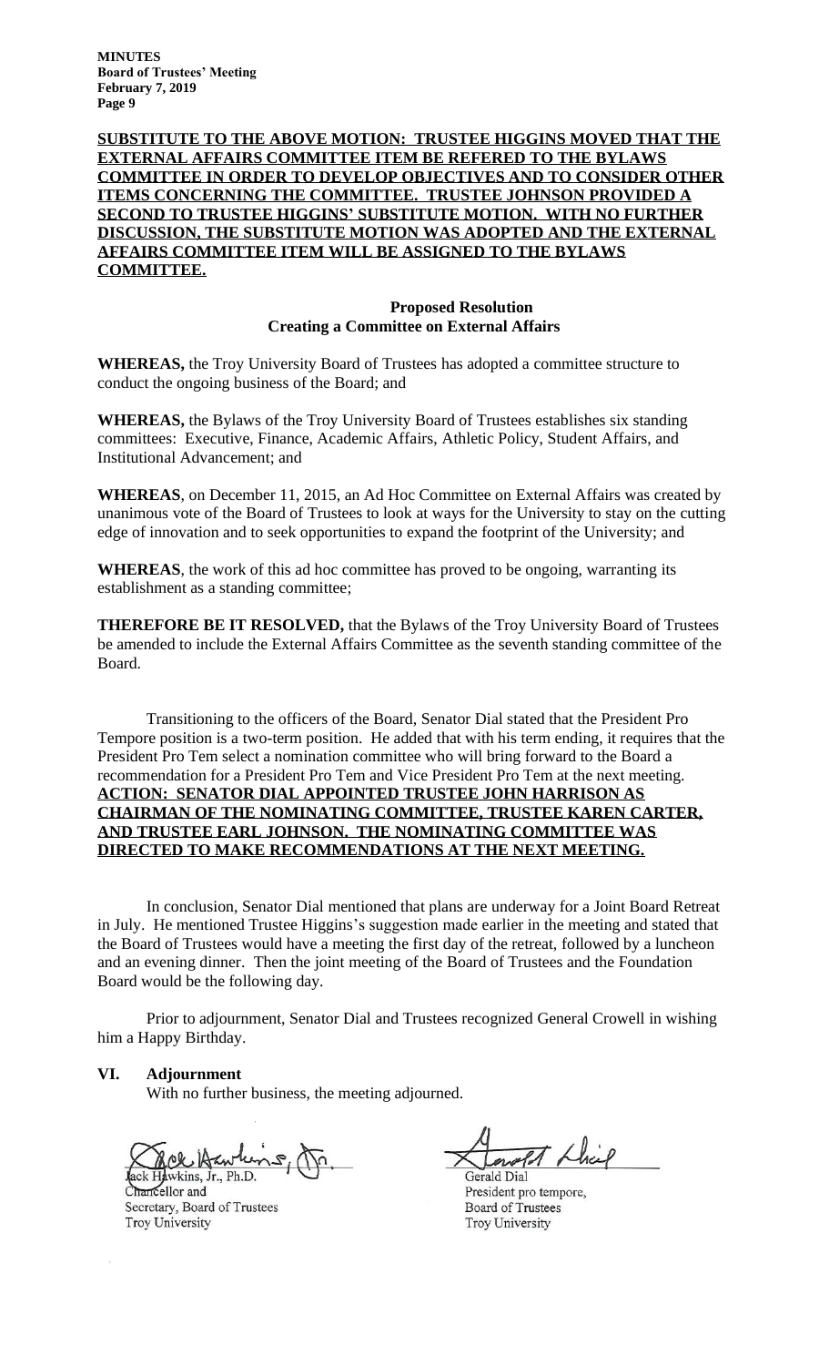**SUBSTITUTE TO THE ABOVE MOTION: TRUSTEE HIGGINS MOVED THAT THE EXTERNAL AFFAIRS COMMITTEE ITEM BE REFERED TO THE BYLAWS COMMITTEE IN ORDER TO DEVELOP OBJECTIVES AND TO CONSIDER OTHER ITEMS CONCERNING THE COMMITTEE. TRUSTEE JOHNSON PROVIDED A SECOND TO TRUSTEE HIGGINS' SUBSTITUTE MOTION. WITH NO FURTHER DISCUSSION, THE SUBSTITUTE MOTION WAS ADOPTED AND THE EXTERNAL AFFAIRS COMMITTEE ITEM WILL BE ASSIGNED TO THE BYLAWS COMMITTEE.**

**Proposed Resolution**
**Creating a Committee on External Affairs**

**WHEREAS,** the Troy University Board of Trustees has adopted a committee structure to conduct the ongoing business of the Board; and

**WHEREAS,** the Bylaws of the Troy University Board of Trustees establishes six standing committees: Executive, Finance, Academic Affairs, Athletic Policy, Student Affairs, and Institutional Advancement; and

**WHEREAS**, on December 11, 2015, an Ad Hoc Committee on External Affairs was created by unanimous vote of the Board of Trustees to look at ways for the University to stay on the cutting edge of innovation and to seek opportunities to expand the footprint of the University; and

**WHEREAS**, the work of this ad hoc committee has proved to be ongoing, warranting its establishment as a standing committee;

**THEREFORE BE IT RESOLVED,** that the Bylaws of the Troy University Board of Trustees be amended to include the External Affairs Committee as the seventh standing committee of the Board.

Transitioning to the officers of the Board, Senator Dial stated that the President Pro Tempore position is a two-term position. He added that with his term ending, it requires that the President Pro Tem select a nomination committee who will bring forward to the Board a recommendation for a President Pro Tem and Vice President Pro Tem at the next meeting.
**ACTION: SENATOR DIAL APPOINTED TRUSTEE JOHN HARRISON AS CHAIRMAN OF THE NOMINATING COMMITTEE, TRUSTEE KAREN CARTER, AND TRUSTEE EARL JOHNSON. THE NOMINATING COMMITTEE WAS DIRECTED TO MAKE RECOMMENDATIONS AT THE NEXT MEETING.**

In conclusion, Senator Dial mentioned that plans are underway for a Joint Board Retreat in July. He mentioned Trustee Higgins's suggestion made earlier in the meeting and stated that the Board of Trustees would have a meeting the first day of the retreat, followed by a luncheon and an evening dinner. Then the joint meeting of the Board of Trustees and the Foundation Board would be the following day.

Prior to adjournment, Senator Dial and Trustees recognized General Crowell in wishing him a Happy Birthday.

## VI. Adjournment

With no further business, the meeting adjourned.

Jack Hawkins, Jr., Ph.D.
Chancellor and
Secretary, Board of Trustees
Troy University

Gerald Dial
President pro tempore,
Board of Trustees
Troy University